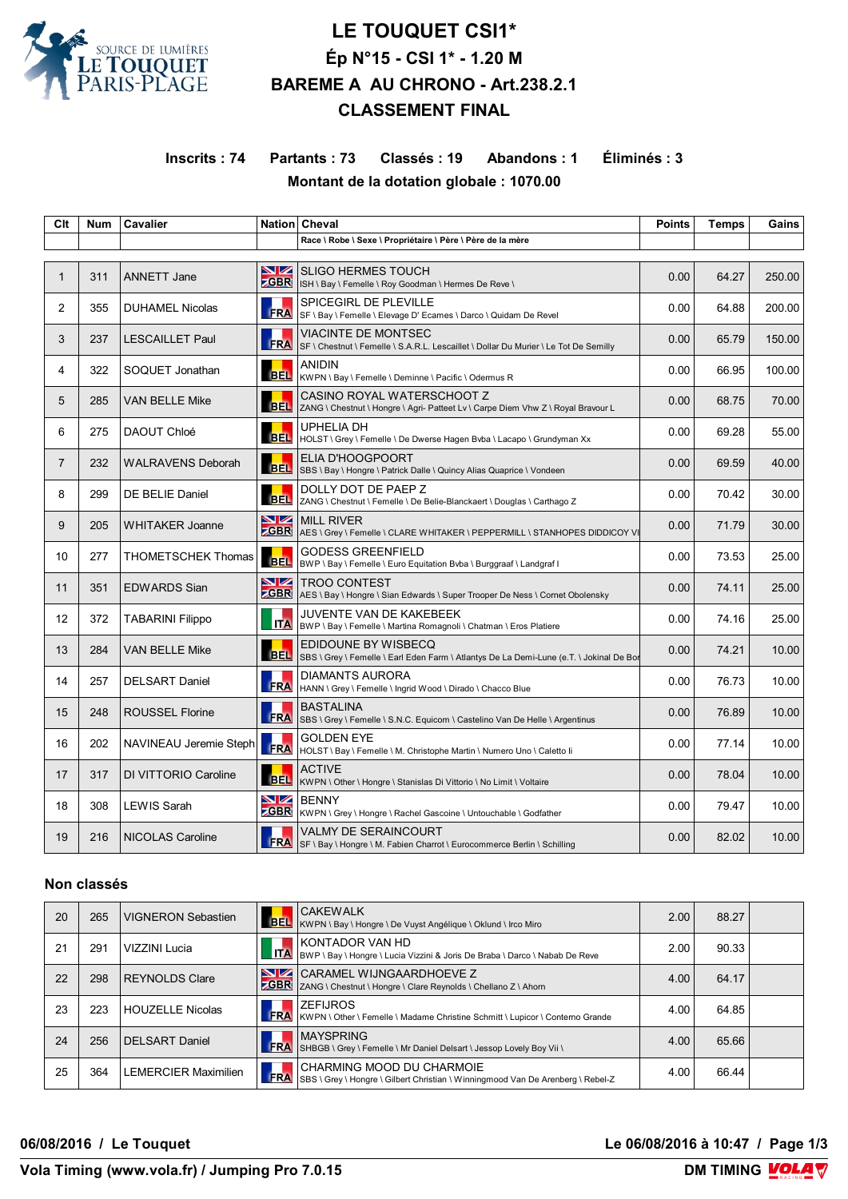# LE TOUQUET CSI1*

## Ép N°15 - CSI 1* - 1.20 M

## BAREME A AU CHRONO - Art.238.2.1

## CLASSEMENT FINAL

**Inscrits : 74 Partants : 73 Classés : 19 Abandons : 1 Éliminés : 3**

**Montant de la dotation globale : 1070.00**

| Clt | Num | Cavalier | Nation | Cheval<br>Race \ Robe \ Sexe \ Propriétaire \ Père \ Père de la mère | Points | Temps | Gains |
|---|---|---|---|---|---|---|---|
| 1 | 311 | ANNETT Jane | GBR | SLIGO HERMES TOUCH<br>ISH \ Bay \ Femelle \ Roy Goodman \ Hermes De Reve \ | 0.00 | 64.27 | 250.00 |
| 2 | 355 | DUHAMEL Nicolas | FRA | SPICEGIRL DE PLEVILLE<br>SF \ Bay \ Femelle \ Elevage D' Ecames \ Darco \ Quidam De Revel | 0.00 | 64.88 | 200.00 |
| 3 | 237 | LESCAILLET Paul | FRA | VIACINTE DE MONTSEC<br>SF \ Chestnut \ Femelle \ S.A.R.L. Lescaillet \ Dollar Du Murier \ Le Tot De Semilly | 0.00 | 65.79 | 150.00 |
| 4 | 322 | SOQUET Jonathan | BEL | ANIDIN<br>KWPN \ Bay \ Femelle \ Deminne \ Pacific \ Odermus R | 0.00 | 66.95 | 100.00 |
| 5 | 285 | VAN BELLE Mike | BEL | CASINO ROYAL WATERSCHOOT Z<br>ZANG \ Chestnut \ Hongre \ Agri- Patteet Lv \ Carpe Diem Vhw Z \ Royal Bravour L | 0.00 | 68.75 | 70.00 |
| 6 | 275 | DAOUT Chloé | BEL | UPHELIA DH<br>HOLST \ Grey \ Femelle \ De Dwerse Hagen Bvba \ Lacapo \ Grundyman Xx | 0.00 | 69.28 | 55.00 |
| 7 | 232 | WALRAVENS Deborah | BEL | ELIA D'HOOGPOORT<br>SBS \ Bay \ Hongre \ Patrick Dalle \ Quincy Alias Quaprice \ Vondeen | 0.00 | 69.59 | 40.00 |
| 8 | 299 | DE BELIE Daniel | BEL | DOLLY DOT DE PAEP Z<br>ZANG \ Chestnut \ Femelle \ De Belie-Blanckaert \ Douglas \ Carthago Z | 0.00 | 70.42 | 30.00 |
| 9 | 205 | WHITAKER Joanne | GBR | MILL RIVER<br>AES \ Grey \ Femelle \ CLARE WHITAKER \ PEPPERMILL \ STANHOPES DIDDICOY VI | 0.00 | 71.79 | 30.00 |
| 10 | 277 | THOMETSCHEK Thomas | BEL | GODESS GREENFIELD<br>BWP \ Bay \ Femelle \ Euro Equitation Bvba \ Burggraaf \ Landgraf I | 0.00 | 73.53 | 25.00 |
| 11 | 351 | EDWARDS Sian | GBR | TROO CONTEST<br>AES \ Bay \ Hongre \ Sian Edwards \ Super Trooper De Ness \ Cornet Obolensky | 0.00 | 74.11 | 25.00 |
| 12 | 372 | TABARINI Filippo | ITA | JUVENTE VAN DE KAKEBEEK<br>BWP \ Bay \ Femelle \ Martina Romagnoli \ Chatman \ Eros Platiere | 0.00 | 74.16 | 25.00 |
| 13 | 284 | VAN BELLE Mike | BEL | EDIDOUNE BY WISBECQ<br>SBS \ Grey \ Femelle \ Earl Eden Farm \ Atlantys De La Demi-Lune (e.T. \ Jokinal De Bor | 0.00 | 74.21 | 10.00 |
| 14 | 257 | DELSART Daniel | FRA | DIAMANTS AURORA<br>HANN \ Grey \ Femelle \ Ingrid Wood \ Dirado \ Chacco Blue | 0.00 | 76.73 | 10.00 |
| 15 | 248 | ROUSSEL Florine | FRA | BASTALINA<br>SBS \ Grey \ Femelle \ S.N.C. Equicom \ Castelino Van De Helle \ Argentinus | 0.00 | 76.89 | 10.00 |
| 16 | 202 | NAVINEAU Jeremie Steph | FRA | GOLDEN EYE<br>HOLST \ Bay \ Femelle \ M. Christophe Martin \ Numero Uno \ Caletto Ii | 0.00 | 77.14 | 10.00 |
| 17 | 317 | DI VITTORIO Caroline | BEL | ACTIVE<br>KWPN \ Other \ Hongre \ Stanislas Di Vittorio \ No Limit \ Voltaire | 0.00 | 78.04 | 10.00 |
| 18 | 308 | LEWIS Sarah | GBR | BENNY<br>KWPN \ Grey \ Hongre \ Rachel Gascoine \ Untouchable \ Godfather | 0.00 | 79.47 | 10.00 |
| 19 | 216 | NICOLAS Caroline | FRA | VALMY DE SERAINCOURT<br>SF \ Bay \ Hongre \ M. Fabien Charrot \ Eurocommerce Berlin \ Schilling | 0.00 | 82.02 | 10.00 |

### Non classés

| Clt | Num | Cavalier | Nation | Cheval | Points | Temps | Gains |
|---|---|---|---|---|---|---|---|
| 20 | 265 | VIGNERON Sebastien | BEL | CAKEWALK<br>KWPN \ Bay \ Hongre \ De Vuyst Angélique \ Oklund \ Irco Miro | 2.00 | 88.27 | |
| 21 | 291 | VIZZINI Lucia | ITA | KONTADOR VAN HD<br>BWP \ Bay \ Hongre \ Lucia Vizzini & Joris De Braba \ Darco \ Nabab De Reve | 2.00 | 90.33 | |
| 22 | 298 | REYNOLDS Clare | GBR | CARAMEL WIJNGAARDHOEVE Z<br>ZANG \ Chestnut \ Hongre \ Clare Reynolds \ Chellano Z \ Ahorn | 4.00 | 64.17 | |
| 23 | 223 | HOUZELLE Nicolas | FRA | ZEFIJROS<br>KWPN \ Other \ Femelle \ Madame Christine Schmitt \ Lupicor \ Contemo Grande | 4.00 | 64.85 | |
| 24 | 256 | DELSART Daniel | FRA | MAYSPRING<br>SHBGB \ Grey \ Femelle \ Mr Daniel Delsart \ Jessop Lovely Boy Vii \ | 4.00 | 65.66 | |
| 25 | 364 | LEMERCIER Maximilien | FRA | CHARMING MOOD DU CHARMOIE<br>SBS \ Grey \ Hongre \ Gilbert Christian \ Winningmood Van De Arenberg \ Rebel-Z | 4.00 | 66.44 | |

**06/08/2016 / Le Touquet** **Le 06/08/2016 à 10:47**

**Vola Timing (www.vola.fr) / Jumping Pro 7.0.15** **DM TIMING**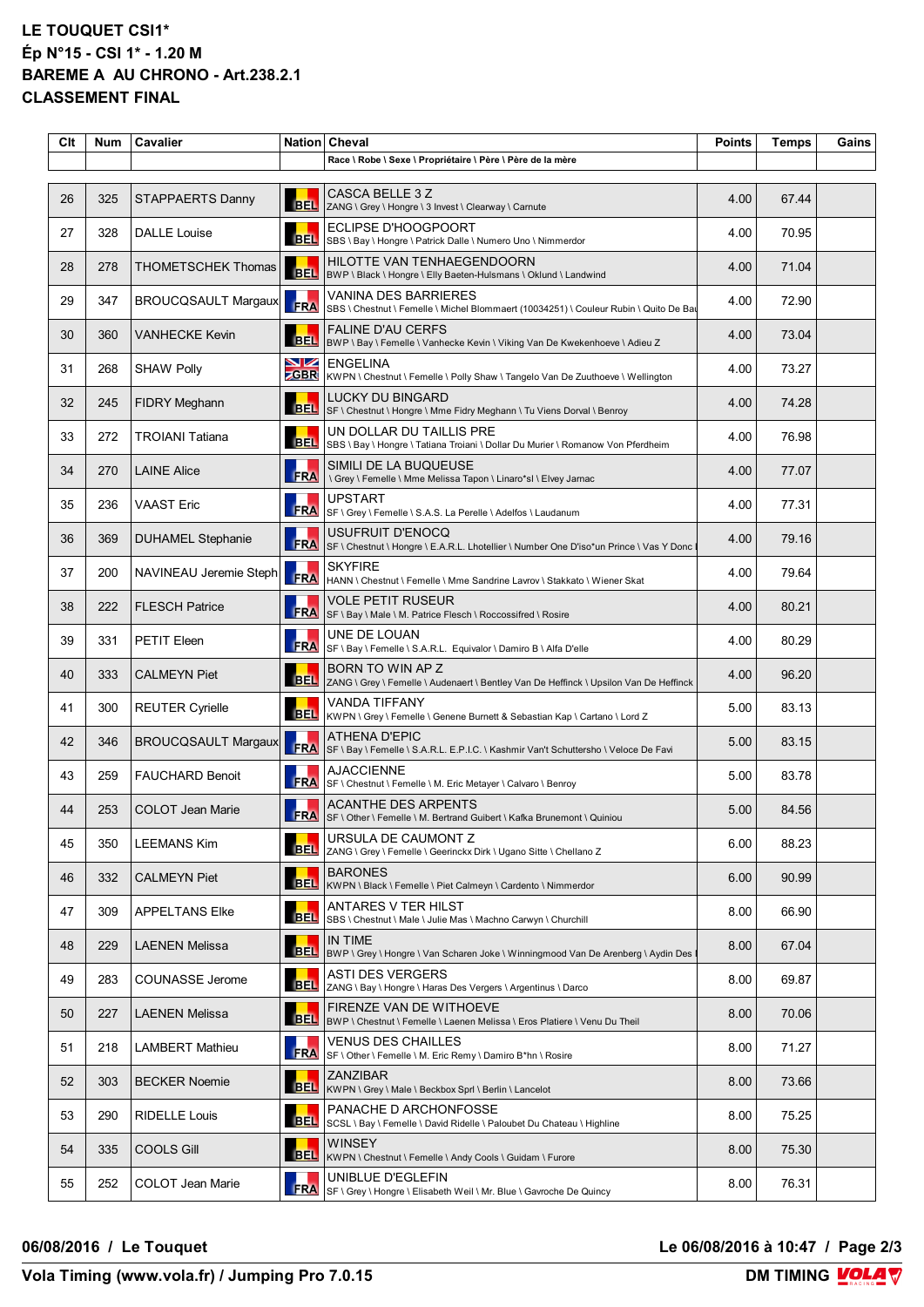# LE TOUQUET CSI1*

## Ép N°15 - CSI 1* - 1.20 M

## BAREME A AU CHRONO - Art.238.2.1

## CLASSEMENT FINAL

| Clt | Num | Cavalier | Nation | Cheval<br>Race \ Robe \ Sexe \ Propriétaire \ Père \ Père de la mère | Points | Temps | Gains |
|---|---|---|---|---|---|---|---|
| 26 | 325 | STAPPAERTS Danny | BEL | CASCA BELLE 3 Z<br>ZANG \ Grey \ Hongre \ 3 Invest \ Clearway \ Carnute | 4.00 | 67.44 | |
| 27 | 328 | DALLE Louise | BEL | ECLIPSE D'HOOGPOORT<br>SBS \ Bay \ Hongre \ Patrick Dalle \ Numero Uno \ Nimmerdor | 4.00 | 70.95 | |
| 28 | 278 | THOMETSCHEK Thomas | BEL | HILOTTE VAN TENHAEGENDOORN<br>BWP \ Bay \ Hongre \ Elly Baeten-Hulsmans \ Oklund \ Landwind | 4.00 | 71.04 | |
| 29 | 347 | BROUCQSAULT Margaux | FRA | VANINA DES BARRIERES<br>SBS \ Chestnut \ Femelle \ Michel Blommaert (10034251) \ Couleur Rubin \ Quito De Bau | 4.00 | 72.90 | |
| 30 | 360 | VANHECKE Kevin | BEL | FALINE D'AU CERFS<br>BWP \ Bay \ Femelle \ Vanhecke Kevin \ Viking Van De Kwekenhoeve \ Adieu Z | 4.00 | 73.04 | |
| 31 | 268 | SHAW Polly | GBR | ENGELINA<br>KWPN \ Chestnut \ Femelle \ Polly Shaw \ Tangelo Van De Zuuthoeve \ Wellington | 4.00 | 73.27 | |
| 32 | 245 | FIDRY Meghann | BEL | LUCKY DU BINGARD<br>SF \ Chestnut \ Hongre \ Mme Fidry Meghann \ Tu Viens Dorval \ Benroy | 4.00 | 74.28 | |
| 33 | 272 | TROIANI Tatiana | BEL | UN DOLLAR DU TAILLIS PRE<br>SBS \ Bay \ Hongre \ Tatiana Troiani \ Dollar Du Murier \ Romanow Von Pferdheim | 4.00 | 76.98 | |
| 34 | 270 | LAINE Alice | FRA | SIMILI DE LA BUQUEUSE<br>\ Grey \ Femelle \ Mme Melissa Tapon \ Linaro*sl \ Elvey Jarnac | 4.00 | 77.07 | |
| 35 | 236 | VAAST Eric | FRA | UPSTART<br>SF \ Grey \ Femelle \ S.A.S. La Perelle \ Adelfos \ Laudanum | 4.00 | 77.31 | |
| 36 | 369 | DUHAMEL Stephanie | FRA | USUFRUIT D'ENOCQ<br>SF \ Chestnut \ Hongre \ E.A.R.L. Lhotellier \ Number One D'iso*un Prince \ Vas Y Donc I | 4.00 | 79.16 | |
| 37 | 200 | NAVINEAU Jeremie Steph | FRA | SKYFIRE<br>HANN \ Chestnut \ Femelle \ Mme Sandrine Lavrov \ Stakkato \ Wiener Skat | 4.00 | 79.64 | |
| 38 | 222 | FLESCH Patrice | FRA | VOLE PETIT RUSEUR<br>SF \ Bay \ Male \ M. Patrice Flesch \ Roccossifred \ Rosire | 4.00 | 80.21 | |
| 39 | 331 | PETIT Eleen | FRA | UNE DE LOUAN<br>SF \ Bay \ Femelle \ S.A.R.L. Equivalor \ Damiro B \ Alfa D'elle | 4.00 | 80.29 | |
| 40 | 333 | CALMEYN Piet | BEL | BORN TO WIN AP Z<br>ZANG \ Grey \ Femelle \ Audenaert \ Bentley Van De Heffinck \ Upsilon Van De Heffinck | 4.00 | 96.20 | |
| 41 | 300 | REUTER Cyrielle | BEL | VANDA TIFFANY<br>KWPN \ Grey \ Femelle \ Genene Burnett & Sebastian Kap \ Cartano \ Lord Z | 5.00 | 83.13 | |
| 42 | 346 | BROUCQSAULT Margaux | FRA | ATHENA D'EPIC<br>SF \ Bay \ Femelle \ S.A.R.L. E.P.I.C. \ Kashmir Van't Schuttersho \ Veloce De Favi | 5.00 | 83.15 | |
| 43 | 259 | FAUCHARD Benoit | FRA | AJACCIENNE<br>SF \ Chestnut \ Femelle \ M. Eric Metayer \ Calvaro \ Benroy | 5.00 | 83.78 | |
| 44 | 253 | COLOT Jean Marie | FRA | ACANTHE DES ARPENTS<br>SF \ Other \ Femelle \ M. Bertrand Guibert \ Kafka Brunemont \ Quiniou | 5.00 | 84.56 | |
| 45 | 350 | LEEMANS Kim | BEL | URSULA DE CAUMONT Z<br>ZANG \ Grey \ Femelle \ Geerinckx Dirk \ Ugano Sitte \ Chellano Z | 6.00 | 88.23 | |
| 46 | 332 | CALMEYN Piet | BEL | BARONES<br>KWPN \ Black \ Femelle \ Piet Calmeyn \ Cardento \ Nimmerdor | 6.00 | 90.99 | |
| 47 | 309 | APPELTANS Elke | BEL | ANTARES V TER HILST<br>SBS \ Chestnut \ Male \ Julie Mas \ Machno Carwyn \ Churchill | 8.00 | 66.90 | |
| 48 | 229 | LAENEN Melissa | BEL | IN TIME<br>BWP \ Grey \ Hongre \ Van Scharen Joke \ Winningmood Van De Arenberg \ Aydin Des I | 8.00 | 67.04 | |
| 49 | 283 | COUNASSE Jerome | BEL | ASTI DES VERGERS<br>ZANG \ Bay \ Hongre \ Haras Des Vergers \ Argentinus \ Darco | 8.00 | 69.87 | |
| 50 | 227 | LAENEN Melissa | BEL | FIRENZE VAN DE WITHOEVE<br>BWP \ Chestnut \ Femelle \ Laenen Melissa \ Eros Platiere \ Venu Du Theil | 8.00 | 70.06 | |
| 51 | 218 | LAMBERT Mathieu | FRA | VENUS DES CHAILLES<br>SF \ Other \ Femelle \ M. Eric Remy \ Damiro B*hn \ Rosire | 8.00 | 71.27 | |
| 52 | 303 | BECKER Noemie | BEL | ZANZIBAR<br>KWPN \ Grey \ Male \ Beckbox Sprl \ Berlin \ Lancelot | 8.00 | 73.66 | |
| 53 | 290 | RIDELLE Louis | BEL | PANACHE D ARCHONFOSSE<br>SCSL \ Bay \ Femelle \ David Ridelle \ Paloubet Du Chateau \ Highline | 8.00 | 75.25 | |
| 54 | 335 | COOLS Gill | BEL | WINSEY<br>KWPN \ Chestnut \ Femelle \ Andy Cools \ Guidam \ Furore | 8.00 | 75.30 | |
| 55 | 252 | COLOT Jean Marie | FRA | UNIBLUE D'EGLEFIN<br>SF \ Grey \ Hongre \ Elisabeth Weil \ Mr. Blue \ Gavroche De Quincy | 8.00 | 76.31 | |

06/08/2016 / Le Touquet — Le 06/08/2016 à 10:47

Vola Timing (www.vola.fr) / Jumping Pro 7.0.15 — DM TIMING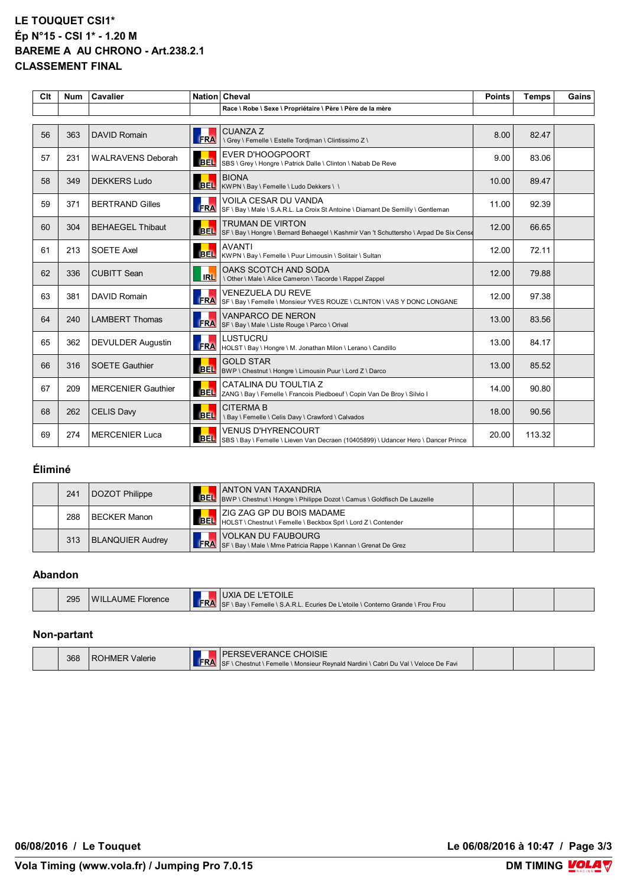# LE TOUQUET CSI1*

**Ép N°15 - CSI 1* - 1.20 M**

**BAREME A AU CHRONO - Art.238.2.1**

**CLASSEMENT FINAL**

| Clt | Num | Cavalier | Nation | Cheval<br>Race \ Robe \ Sexe \ Propriétaire \ Père \ Père de la mère | Points | Temps | Gains |
|---|---|---|---|---|---|---|---|
| 56 | 363 | DAVID Romain | FRA | CUANZA Z<br>\ Grey \ Femelle \ Estelle Tordjman \ Clintissimo Z \ | 8.00 | 82.47 | |
| 57 | 231 | WALRAVENS Deborah | BEL | EVER D'HOOGPOORT<br>SBS \ Grey \ Hongre \ Patrick Dalle \ Clinton \ Nabab De Reve | 9.00 | 83.06 | |
| 58 | 349 | DEKKERS Ludo | BEL | BIONA<br>KWPN \ Bay \ Femelle \ Ludo Dekkers \ \ | 10.00 | 89.47 | |
| 59 | 371 | BERTRAND Gilles | FRA | VOILA CESAR DU VANDA<br>SF \ Bay \ Male \ S.A.R.L. La Croix St Antoine \ Diamant De Semilly \ Gentleman | 11.00 | 92.39 | |
| 60 | 304 | BEHAEGEL Thibaut | BEL | TRUMAN DE VIRTON<br>SF \ Bay \ Hongre \ Bernard Behaegel \ Kashmir Van 't Schuttersho \ Arpad De Six Cense | 12.00 | 66.65 | |
| 61 | 213 | SOETE Axel | BEL | AVANTI<br>KWPN \ Bay \ Femelle \ Puur Limousin \ Solitair \ Sultan | 12.00 | 72.11 | |
| 62 | 336 | CUBITT Sean | IRL | OAKS SCOTCH AND SODA<br>\ Other \ Male \ Alice Cameron \ Tacorde \ Rappel Zappel | 12.00 | 79.88 | |
| 63 | 381 | DAVID Romain | FRA | VENEZUELA DU REVE<br>SF \ Bay \ Femelle \ Monsieur YVES ROUZE \ CLINTON \ VAS Y DONC LONGANE | 12.00 | 97.38 | |
| 64 | 240 | LAMBERT Thomas | FRA | VANPARCO DE NERON<br>SF \ Bay \ Male \ Liste Rouge \ Parco \ Orival | 13.00 | 83.56 | |
| 65 | 362 | DEVULDER Augustin | FRA | LUSTUCRU<br>HOLST \ Bay \ Hongre \ M. Jonathan Milon \ Lerano \ Candillo | 13.00 | 84.17 | |
| 66 | 316 | SOETE Gauthier | BEL | GOLD STAR<br>BWP \ Chestnut \ Hongre \ Limousin Puur \ Lord Z \ Darco | 13.00 | 85.52 | |
| 67 | 209 | MERCENIER Gauthier | BEL | CATALINA DU TOULTIA Z<br>ZANG \ Bay \ Femelle \ Francois Piedboeuf \ Copin Van De Broy \ Silvio I | 14.00 | 90.80 | |
| 68 | 262 | CELIS Davy | BEL | CITERMA B<br>\ Bay \ Femelle \ Celis Davy \ Crawford \ Calvados | 18.00 | 90.56 | |
| 69 | 274 | MERCENIER Luca | BEL | VENUS D'HYRENCOURT<br>SBS \ Bay \ Femelle \ Lieven Van Decraen (10405899) \ Udancer Hero \ Dancer Prince | 20.00 | 113.32 | |

## Éliminé

| Clt | Num | Cavalier | Nation | Cheval | Points | Temps | Gains |
|---|---|---|---|---|---|---|---|
| | 241 | DOZOT Philippe | BEL | ANTON VAN TAXANDRIA<br>BWP \ Chestnut \ Hongre \ Philippe Dozot \ Camus \ Goldfisch De Lauzelle | | | |
| | 288 | BECKER Manon | BEL | ZIG ZAG GP DU BOIS MADAME<br>HOLST \ Chestnut \ Femelle \ Beckbox Sprl \ Lord Z \ Contender | | | |
| | 313 | BLANQUIER Audrey | FRA | VOLKAN DU FAUBOURG<br>SF \ Bay \ Male \ Mme Patricia Rappe \ Kannan \ Grenat De Grez | | | |

## Abandon

| Clt | Num | Cavalier | Nation | Cheval | Points | Temps | Gains |
|---|---|---|---|---|---|---|---|
| | 295 | WILLAUME Florence | FRA | UXIA DE L'ETOILE<br>SF \ Bay \ Femelle \ S.A.R.L. Ecuries De L'etoile \ Conterno Grande \ Frou Frou | | | |

## Non-partant

| Clt | Num | Cavalier | Nation | Cheval | Points | Temps | Gains |
|---|---|---|---|---|---|---|---|
| | 368 | ROHMER Valerie | FRA | PERSEVERANCE CHOISIE<br>SF \ Chestnut \ Femelle \ Monsieur Reynald Nardini \ Cabri Du Val \ Veloce De Favi | | | |

**06/08/2016 / Le Touquet** — **Le 06/08/2016 à 10:47**

**Vola Timing (www.vola.fr) / Jumping Pro 7.0.15** — **DM TIMING**